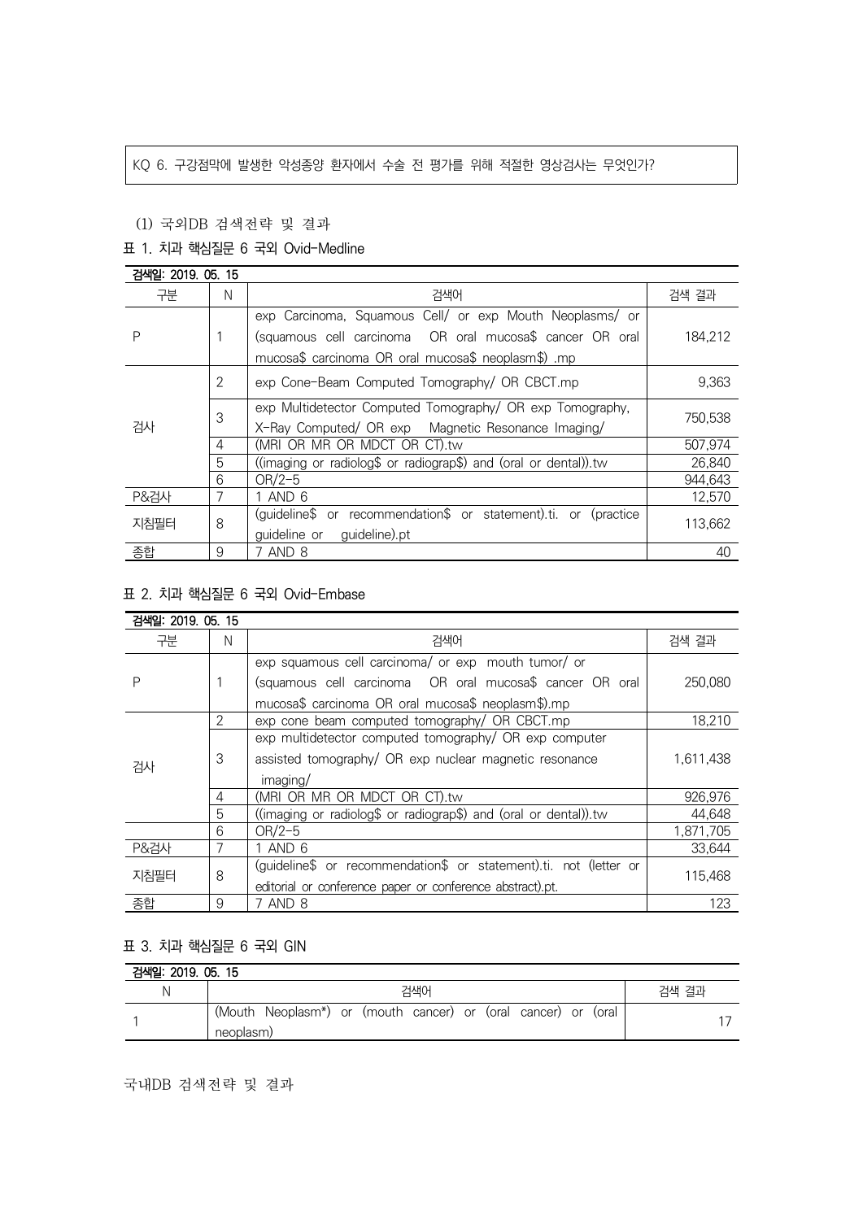KQ 6. 구강점막에 발생한 악성종양 환자에서 수술 전 평가를 위해 적절한 영상검사는 무엇인가?

(1) 국외DB 검색전략 및 결과

표 1. 치과 핵심질문 6 국외 Ovid-Medline

| 검색일: 2019. 05. 15 | | | |
|---|---|---|---|
| 구분 | N | 검색어 | 검색 결과 |
| P | 1 | exp Carcinoma, Squamous Cell/ or exp Mouth Neoplasms/ or (squamous cell carcinoma OR oral mucosa$ cancer OR oral mucosa$ carcinoma OR oral mucosa$ neoplasm$) .mp | 184,212 |
| 검사 | 2 | exp Cone-Beam Computed Tomography/ OR CBCT.mp | 9,363 |
| | 3 | exp Multidetector Computed Tomography/ OR exp Tomography, X-Ray Computed/ OR exp Magnetic Resonance Imaging/ | 750,538 |
| | 4 | (MRI OR MR OR MDCT OR CT).tw | 507,974 |
| | 5 | ((imaging or radiolog$ or radiograp$) and (oral or dental)).tw | 26,840 |
| | 6 | OR/2-5 | 944,643 |
| P&검사 | 7 | 1 AND 6 | 12,570 |
| 지침필터 | 8 | (guideline$ or recommendation$ or statement).ti. or (practice guideline or guideline).pt | 113,662 |
| 종합 | 9 | 7 AND 8 | 40 |

표 2. 치과 핵심질문 6 국외 Ovid-Embase

| 검색일: 2019. 05. 15 | | | |
|---|---|---|---|
| 구분 | N | 검색어 | 검색 결과 |
| P | 1 | exp squamous cell carcinoma/ or exp mouth tumor/ or (squamous cell carcinoma OR oral mucosa$ cancer OR oral mucosa$ carcinoma OR oral mucosa$ neoplasm$).mp | 250,080 |
| 검사 | 2 | exp cone beam computed tomography/ OR CBCT.mp | 18,210 |
| | 3 | exp multidetector computed tomography/ OR exp computer assisted tomography/ OR exp nuclear magnetic resonance imaging/ | 1,611,438 |
| | 4 | (MRI OR MR OR MDCT OR CT).tw | 926,976 |
| | 5 | ((imaging or radiolog$ or radiograp$) and (oral or dental)).tw | 44,648 |
| | 6 | OR/2-5 | 1,871,705 |
| P&검사 | 7 | 1 AND 6 | 33,644 |
| 지침필터 | 8 | (guideline$ or recommendation$ or statement).ti. not (letter or editorial or conference paper or conference abstract).pt. | 115,468 |
| 종합 | 9 | 7 AND 8 | 123 |

표 3. 치과 핵심질문 6 국외 GIN

| 검색일: 2019. 05. 15 | | |
|---|---|---|
| N | 검색어 | 검색 결과 |
| 1 | (Mouth Neoplasm*) or (mouth cancer) or (oral cancer) or (oral neoplasm) | 17 |

국내DB 검색전략 및 결과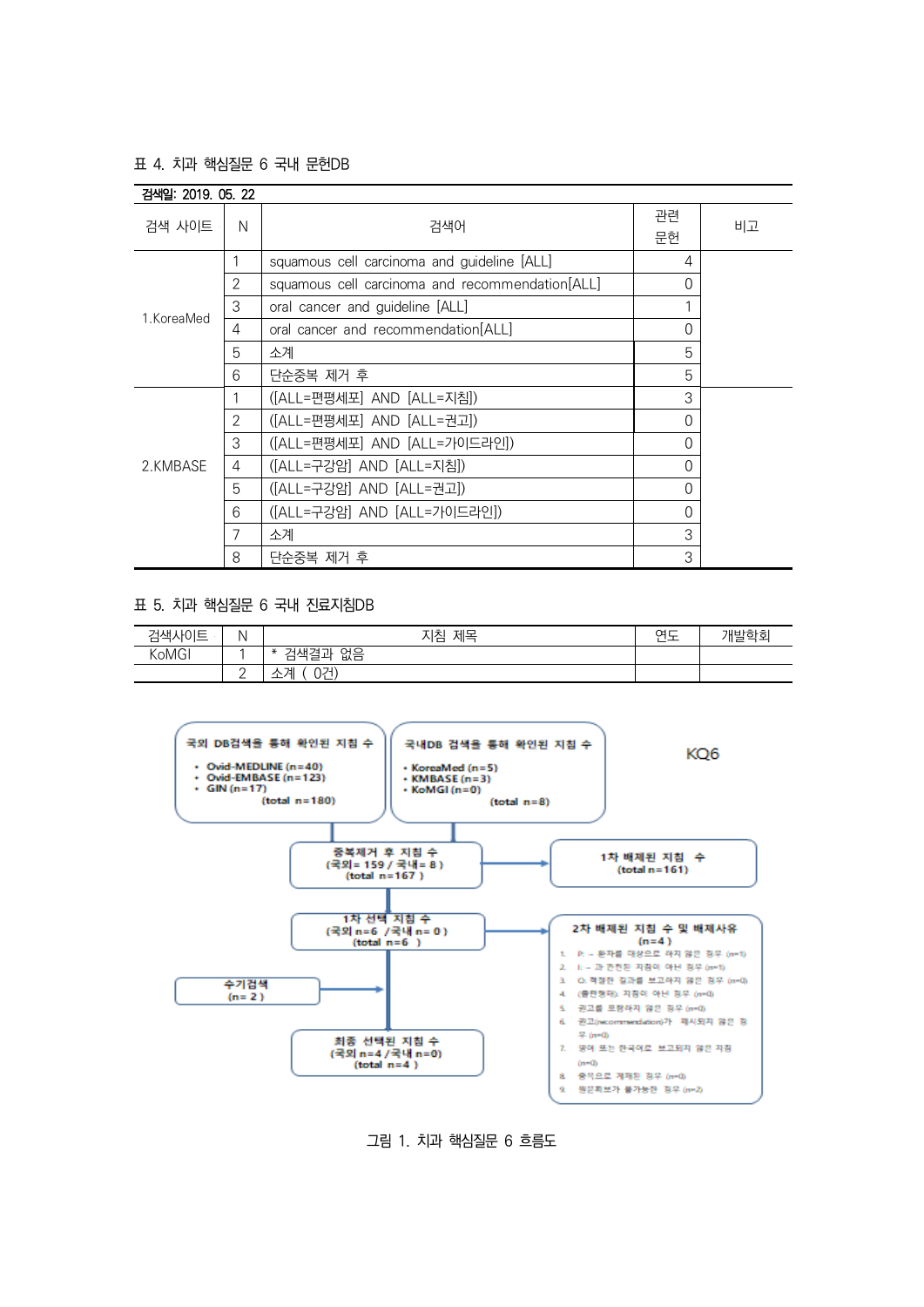표 4. 치과 핵심질문 6 국내 문헌DB

검색일: 2019. 05. 22

| 검색 사이트 | N | 검색어 | 관련 문헌 | 비고 |
|---|---|---|---|---|
| 1.KoreaMed | 1 | squamous cell carcinoma and guideline [ALL] | 4 | |
| | 2 | squamous cell carcinoma and recommendation[ALL] | 0 | |
| | 3 | oral cancer and guideline [ALL] | 1 | |
| | 4 | oral cancer and recommendation[ALL] | 0 | |
| | 5 | 소계 | 5 | |
| | 6 | 단순중복 제거 후 | 5 | |
| 2.KMBASE | 1 | ([ALL=편평세포] AND [ALL=지침]) | 3 | |
| | 2 | ([ALL=편평세포] AND [ALL=권고]) | 0 | |
| | 3 | ([ALL=편평세포] AND [ALL=가이드라인]) | 0 | |
| | 4 | ([ALL=구강암] AND [ALL=지침]) | 0 | |
| | 5 | ([ALL=구강암] AND [ALL=권고]) | 0 | |
| | 6 | ([ALL=구강암] AND [ALL=가이드라인]) | 0 | |
| | 7 | 소계 | 3 | |
| | 8 | 단순중복 제거 후 | 3 | |

표 5. 치과 핵심질문 6 국내 진료지침DB

| 검색사이트 | N | 지침 제목 | 연도 | 개발학회 |
|---|---|---|---|---|
| KoMGI | 1 | * 검색결과 없음 | | |
| | 2 | 소계 ( 0건) | | |

KQ6

국외 DB검색을 통해 확인된 지침 수
- Ovid-MEDLINE (n=40)
- Ovid-EMBASE (n=123)
- GIN (n=17)
(total n=180)

국내DB 검색을 통해 확인된 지침 수
- KoreaMed (n=5)
- KMBASE (n=3)
- KoMGI (n=0)
(total n=8)

중복제거 후 지침 수
(국외= 159 / 국내= 8 )
(total n=167 )

1차 배제된 지침 수
(total n=161)

1차 선택 지침 수
(국외 n=6 /국내 n= 0 )
(total n=6 )

2차 배제된 지침 수 및 배제사유
(n=4 )
1. P: - 환자를 대상으로 하지 않은 경우 (n=1)
2. I: - 과 관련된 지침이 아닌 경우 (n=1)
3. O: 적절한 결과를 보고하지 않은 경우 (n=0)
4. (출판형태) 지침이 아닌 경우 (n=0)
5. 권고를 포함하지 않은 경우 (n=0)
6. 권고(recommendation)가 제시되지 않은 경우 (n=0)
7. 영어 또는 한국어로 보고되지 않은 지침 (n=0)
8. 중복으로 게재된 경우 (n=0)
9. 원문확보가 불가능한 경우 (n=2)

수기검색
(n= 2 )

최종 선택된 지침 수
(국외 n=4 /국내 n=0)
(total n=4 )

그림 1. 치과 핵심질문 6 흐름도